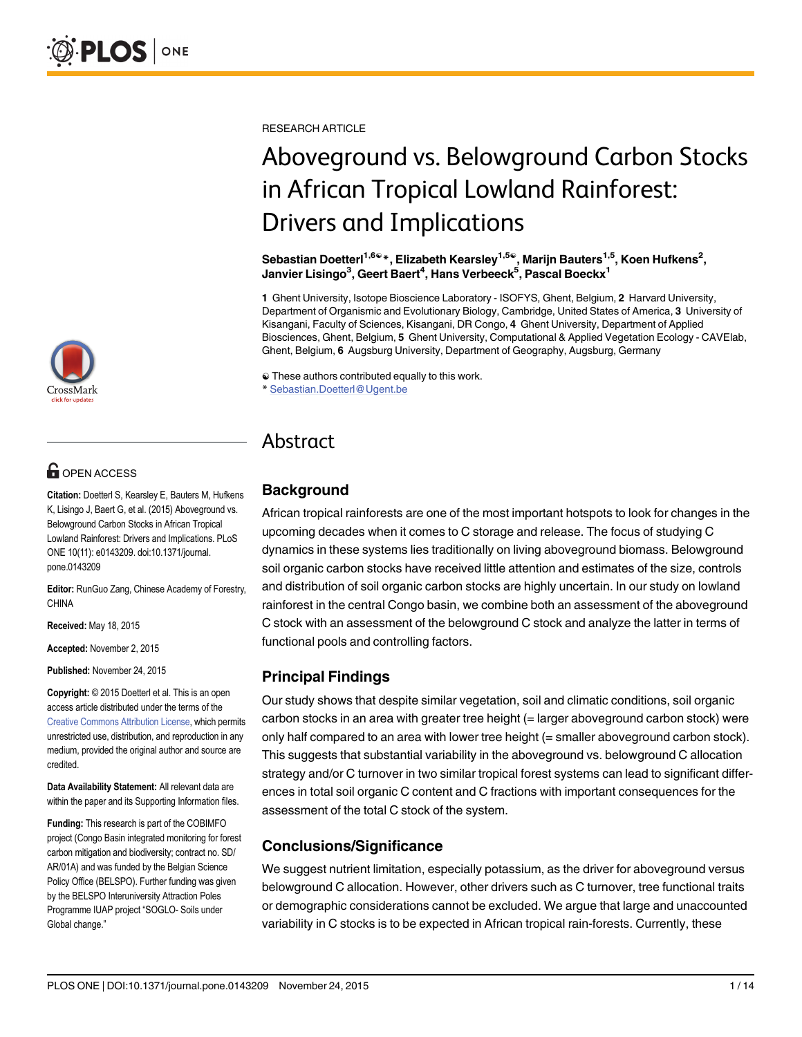RESEARCH ARTICLE

# Aboveground vs. Belowground Carbon Stocks in African Tropical Lowland Rainforest: Drivers and Implications

**Sebastian Doetterl[1,6☯]*, Elizabeth Kearsley[1,5☯], Marijn Bauters[1,5], Koen Hufkens[2], Janvier Lisingo[3], Geert Baert[4], Hans Verbeeck[5], Pascal Boeckx[1]**

**1** Ghent University, Isotope Bioscience Laboratory - ISOFYS, Ghent, Belgium, **2** Harvard University, Department of Organismic and Evolutionary Biology, Cambridge, United States of America, **3** University of Kisangani, Faculty of Sciences, Kisangani, DR Congo, **4** Ghent University, Department of Applied Biosciences, Ghent, Belgium, **5** Ghent University, Computational & Applied Vegetation Ecology - CAVElab, Ghent, Belgium, **6** Augsburg University, Department of Geography, Augsburg, Germany

☯ These authors contributed equally to this work.
* Sebastian.Doetterl@Ugent.be

OPEN ACCESS

**Citation:** Doetterl S, Kearsley E, Bauters M, Hufkens K, Lisingo J, Baert G, et al. (2015) Aboveground vs. Belowground Carbon Stocks in African Tropical Lowland Rainforest: Drivers and Implications. PLoS ONE 10(11): e0143209. doi:10.1371/journal.pone.0143209

**Editor:** RunGuo Zang, Chinese Academy of Forestry, CHINA

**Received:** May 18, 2015

**Accepted:** November 2, 2015

**Published:** November 24, 2015

**Copyright:** © 2015 Doetterl et al. This is an open access article distributed under the terms of the Creative Commons Attribution License, which permits unrestricted use, distribution, and reproduction in any medium, provided the original author and source are credited.

**Data Availability Statement:** All relevant data are within the paper and its Supporting Information files.

**Funding:** This research is part of the COBIMFO project (Congo Basin integrated monitoring for forest carbon mitigation and biodiversity; contract no. SD/AR/01A) and was funded by the Belgian Science Policy Office (BELSPO). Further funding was given by the BELSPO Interuniversity Attraction Poles Programme IUAP project "SOGLO- Soils under Global change."

## Abstract

### Background

African tropical rainforests are one of the most important hotspots to look for changes in the upcoming decades when it comes to C storage and release. The focus of studying C dynamics in these systems lies traditionally on living aboveground biomass. Belowground soil organic carbon stocks have received little attention and estimates of the size, controls and distribution of soil organic carbon stocks are highly uncertain. In our study on lowland rainforest in the central Congo basin, we combine both an assessment of the aboveground C stock with an assessment of the belowground C stock and analyze the latter in terms of functional pools and controlling factors.

### Principal Findings

Our study shows that despite similar vegetation, soil and climatic conditions, soil organic carbon stocks in an area with greater tree height (= larger aboveground carbon stock) were only half compared to an area with lower tree height (= smaller aboveground carbon stock). This suggests that substantial variability in the aboveground vs. belowground C allocation strategy and/or C turnover in two similar tropical forest systems can lead to significant differences in total soil organic C content and C fractions with important consequences for the assessment of the total C stock of the system.

### Conclusions/Significance

We suggest nutrient limitation, especially potassium, as the driver for aboveground versus belowground C allocation. However, other drivers such as C turnover, tree functional traits or demographic considerations cannot be excluded. We argue that large and unaccounted variability in C stocks is to be expected in African tropical rain-forests. Currently, these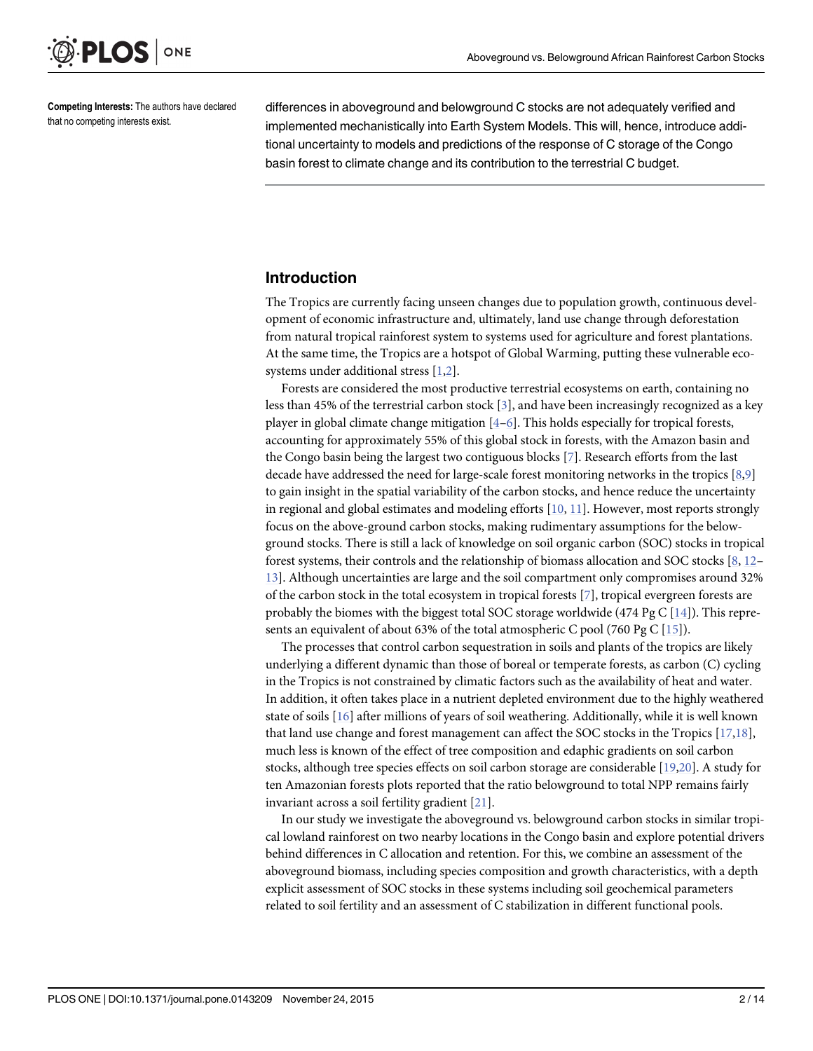**Competing Interests:** The authors have declared that no competing interests exist.

differences in aboveground and belowground C stocks are not adequately verified and implemented mechanistically into Earth System Models. This will, hence, introduce additional uncertainty to models and predictions of the response of C storage of the Congo basin forest to climate change and its contribution to the terrestrial C budget.

## Introduction

The Tropics are currently facing unseen changes due to population growth, continuous development of economic infrastructure and, ultimately, land use change through deforestation from natural tropical rainforest system to systems used for agriculture and forest plantations. At the same time, the Tropics are a hotspot of Global Warming, putting these vulnerable ecosystems under additional stress [1,2].

Forests are considered the most productive terrestrial ecosystems on earth, containing no less than 45% of the terrestrial carbon stock [3], and have been increasingly recognized as a key player in global climate change mitigation [4–6]. This holds especially for tropical forests, accounting for approximately 55% of this global stock in forests, with the Amazon basin and the Congo basin being the largest two contiguous blocks [7]. Research efforts from the last decade have addressed the need for large-scale forest monitoring networks in the tropics [8,9] to gain insight in the spatial variability of the carbon stocks, and hence reduce the uncertainty in regional and global estimates and modeling efforts [10, 11]. However, most reports strongly focus on the above-ground carbon stocks, making rudimentary assumptions for the belowground stocks. There is still a lack of knowledge on soil organic carbon (SOC) stocks in tropical forest systems, their controls and the relationship of biomass allocation and SOC stocks [8, 12–13]. Although uncertainties are large and the soil compartment only compromises around 32% of the carbon stock in the total ecosystem in tropical forests [7], tropical evergreen forests are probably the biomes with the biggest total SOC storage worldwide (474 Pg C [14]). This represents an equivalent of about 63% of the total atmospheric C pool (760 Pg C [15]).

The processes that control carbon sequestration in soils and plants of the tropics are likely underlying a different dynamic than those of boreal or temperate forests, as carbon (C) cycling in the Tropics is not constrained by climatic factors such as the availability of heat and water. In addition, it often takes place in a nutrient depleted environment due to the highly weathered state of soils [16] after millions of years of soil weathering. Additionally, while it is well known that land use change and forest management can affect the SOC stocks in the Tropics [17,18], much less is known of the effect of tree composition and edaphic gradients on soil carbon stocks, although tree species effects on soil carbon storage are considerable [19,20]. A study for ten Amazonian forests plots reported that the ratio belowground to total NPP remains fairly invariant across a soil fertility gradient [21].

In our study we investigate the aboveground vs. belowground carbon stocks in similar tropical lowland rainforest on two nearby locations in the Congo basin and explore potential drivers behind differences in C allocation and retention. For this, we combine an assessment of the aboveground biomass, including species composition and growth characteristics, with a depth explicit assessment of SOC stocks in these systems including soil geochemical parameters related to soil fertility and an assessment of C stabilization in different functional pools.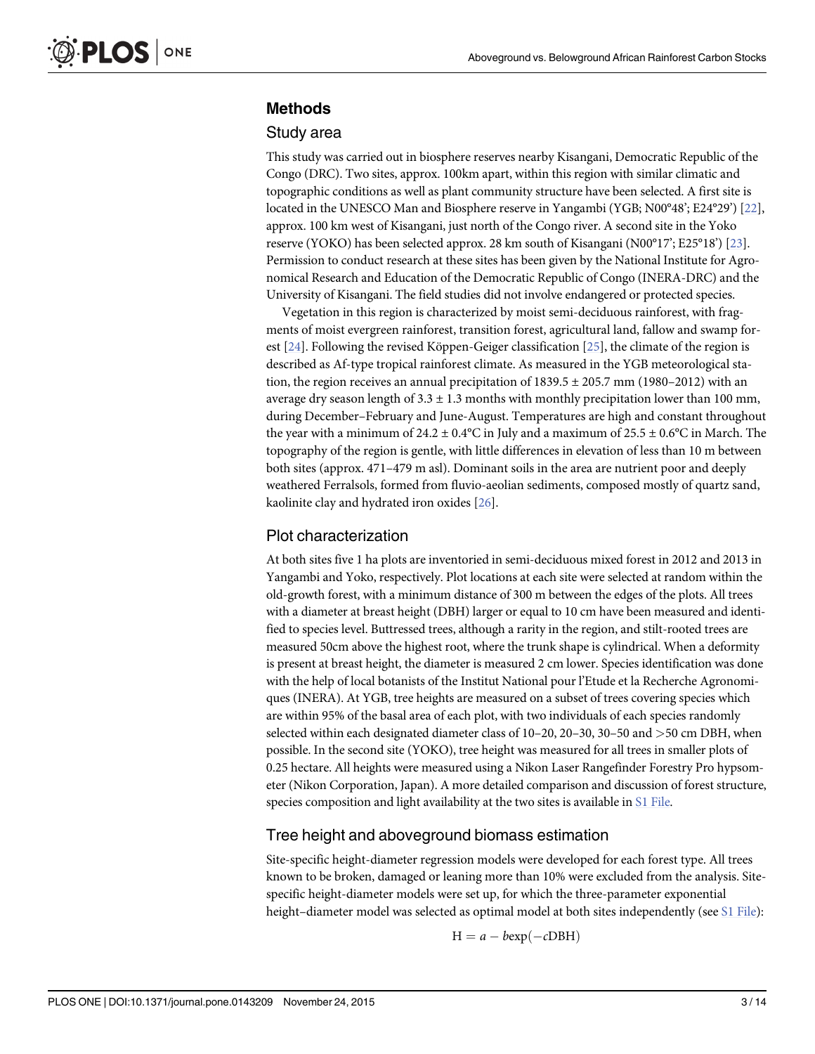## Methods

### Study area

This study was carried out in biosphere reserves nearby Kisangani, Democratic Republic of the Congo (DRC). Two sites, approx. 100km apart, within this region with similar climatic and topographic conditions as well as plant community structure have been selected. A first site is located in the UNESCO Man and Biosphere reserve in Yangambi (YGB; N00°48'; E24°29') [22], approx. 100 km west of Kisangani, just north of the Congo river. A second site in the Yoko reserve (YOKO) has been selected approx. 28 km south of Kisangani (N00°17'; E25°18') [23]. Permission to conduct research at these sites has been given by the National Institute for Agronomical Research and Education of the Democratic Republic of Congo (INERA-DRC) and the University of Kisangani. The field studies did not involve endangered or protected species.

Vegetation in this region is characterized by moist semi-deciduous rainforest, with fragments of moist evergreen rainforest, transition forest, agricultural land, fallow and swamp forest [24]. Following the revised Köppen-Geiger classification [25], the climate of the region is described as Af-type tropical rainforest climate. As measured in the YGB meteorological station, the region receives an annual precipitation of 1839.5 ± 205.7 mm (1980–2012) with an average dry season length of 3.3 ± 1.3 months with monthly precipitation lower than 100 mm, during December–February and June-August. Temperatures are high and constant throughout the year with a minimum of 24.2 ± 0.4°C in July and a maximum of 25.5 ± 0.6°C in March. The topography of the region is gentle, with little differences in elevation of less than 10 m between both sites (approx. 471–479 m asl). Dominant soils in the area are nutrient poor and deeply weathered Ferralsols, formed from fluvio-aeolian sediments, composed mostly of quartz sand, kaolinite clay and hydrated iron oxides [26].

### Plot characterization

At both sites five 1 ha plots are inventoried in semi-deciduous mixed forest in 2012 and 2013 in Yangambi and Yoko, respectively. Plot locations at each site were selected at random within the old-growth forest, with a minimum distance of 300 m between the edges of the plots. All trees with a diameter at breast height (DBH) larger or equal to 10 cm have been measured and identified to species level. Buttressed trees, although a rarity in the region, and stilt-rooted trees are measured 50cm above the highest root, where the trunk shape is cylindrical. When a deformity is present at breast height, the diameter is measured 2 cm lower. Species identification was done with the help of local botanists of the Institut National pour l'Etude et la Recherche Agronomiques (INERA). At YGB, tree heights are measured on a subset of trees covering species which are within 95% of the basal area of each plot, with two individuals of each species randomly selected within each designated diameter class of 10–20, 20–30, 30–50 and >50 cm DBH, when possible. In the second site (YOKO), tree height was measured for all trees in smaller plots of 0.25 hectare. All heights were measured using a Nikon Laser Rangefinder Forestry Pro hypsometer (Nikon Corporation, Japan). A more detailed comparison and discussion of forest structure, species composition and light availability at the two sites is available in S1 File.

### Tree height and aboveground biomass estimation

Site-specific height-diameter regression models were developed for each forest type. All trees known to be broken, damaged or leaning more than 10% were excluded from the analysis. Site-specific height-diameter models were set up, for which the three-parameter exponential height–diameter model was selected as optimal model at both sites independently (see S1 File):

$$\mathrm{H} = a - b\exp(-c\mathrm{DBH})$$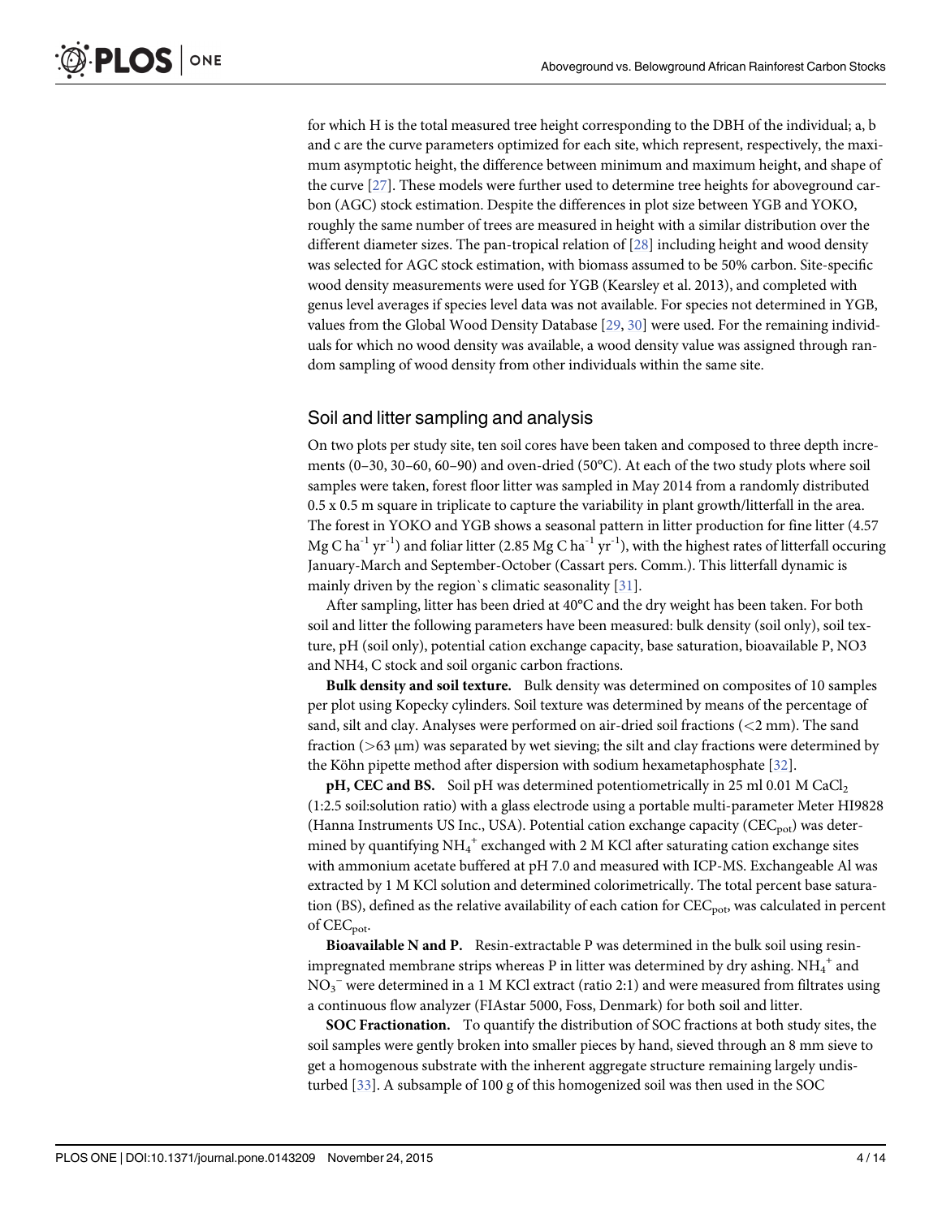for which H is the total measured tree height corresponding to the DBH of the individual; a, b and c are the curve parameters optimized for each site, which represent, respectively, the maximum asymptotic height, the difference between minimum and maximum height, and shape of the curve [27]. These models were further used to determine tree heights for aboveground carbon (AGC) stock estimation. Despite the differences in plot size between YGB and YOKO, roughly the same number of trees are measured in height with a similar distribution over the different diameter sizes. The pan-tropical relation of [28] including height and wood density was selected for AGC stock estimation, with biomass assumed to be 50% carbon. Site-specific wood density measurements were used for YGB (Kearsley et al. 2013), and completed with genus level averages if species level data was not available. For species not determined in YGB, values from the Global Wood Density Database [29, 30] were used. For the remaining individuals for which no wood density was available, a wood density value was assigned through random sampling of wood density from other individuals within the same site.

## Soil and litter sampling and analysis

On two plots per study site, ten soil cores have been taken and composed to three depth increments (0–30, 30–60, 60–90) and oven-dried (50°C). At each of the two study plots where soil samples were taken, forest floor litter was sampled in May 2014 from a randomly distributed 0.5 x 0.5 m square in triplicate to capture the variability in plant growth/litterfall in the area. The forest in YOKO and YGB shows a seasonal pattern in litter production for fine litter (4.57 Mg C $ha^{-1}$ $yr^{-1}$) and foliar litter (2.85 Mg C $ha^{-1}$ $yr^{-1}$), with the highest rates of litterfall occuring January-March and September-October (Cassart pers. Comm.). This litterfall dynamic is mainly driven by the region`s climatic seasonality [31].

After sampling, litter has been dried at 40°C and the dry weight has been taken. For both soil and litter the following parameters have been measured: bulk density (soil only), soil texture, pH (soil only), potential cation exchange capacity, base saturation, bioavailable P, NO3 and NH4, C stock and soil organic carbon fractions.

**Bulk density and soil texture.** Bulk density was determined on composites of 10 samples per plot using Kopecky cylinders. Soil texture was determined by means of the percentage of sand, silt and clay. Analyses were performed on air-dried soil fractions (<2 mm). The sand fraction (>63 μm) was separated by wet sieving; the silt and clay fractions were determined by the Köhn pipette method after dispersion with sodium hexametaphosphate [32].

**pH, CEC and BS.** Soil pH was determined potentiometrically in 25 ml 0.01 M $CaCl_2$ (1:2.5 soil:solution ratio) with a glass electrode using a portable multi-parameter Meter HI9828 (Hanna Instruments US Inc., USA). Potential cation exchange capacity ($CEC_{pot}$) was determined by quantifying $NH_4^+$ exchanged with 2 M KCl after saturating cation exchange sites with ammonium acetate buffered at pH 7.0 and measured with ICP-MS. Exchangeable Al was extracted by 1 M KCl solution and determined colorimetrically. The total percent base saturation (BS), defined as the relative availability of each cation for $CEC_{pot}$, was calculated in percent of $CEC_{pot}$.

**Bioavailable N and P.** Resin-extractable P was determined in the bulk soil using resin-impregnated membrane strips whereas P in litter was determined by dry ashing. $NH_4^+$ and $NO_3^-$ were determined in a 1 M KCl extract (ratio 2:1) and were measured from filtrates using a continuous flow analyzer (FIAstar 5000, Foss, Denmark) for both soil and litter.

**SOC Fractionation.** To quantify the distribution of SOC fractions at both study sites, the soil samples were gently broken into smaller pieces by hand, sieved through an 8 mm sieve to get a homogenous substrate with the inherent aggregate structure remaining largely undisturbed [33]. A subsample of 100 g of this homogenized soil was then used in the SOC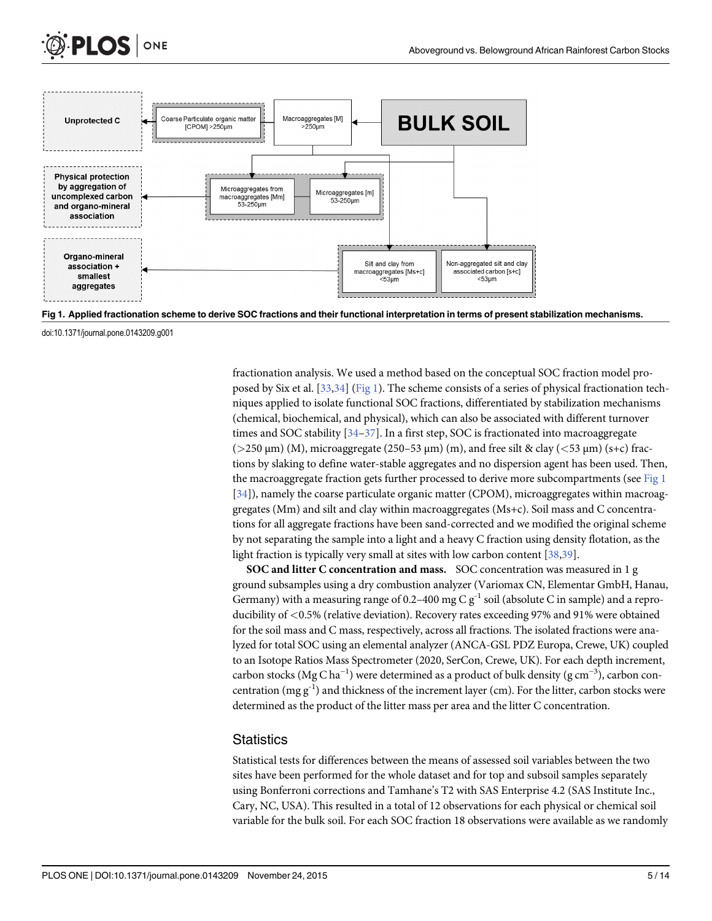Unprotected C

Coarse Particulate organic matter [CPOM] >250μm

Macroaggregates [M] >250μm

BULK SOIL

Physical protection by aggregation of uncomplexed carbon and organo-mineral association

Microaggregates from macroaggregates [Mm] 53-250μm

Microaggregates [m] 53-250μm

Organo-mineral association + smallest aggregates

Silt and clay from macroaggregates [Ms+c] <53μm

Non-aggregated silt and clay associated carbon [s+c] <53μm

**Fig 1. Applied fractionation scheme to derive SOC fractions and their functional interpretation in terms of present stabilization mechanisms.**

doi:10.1371/journal.pone.0143209.g001

fractionation analysis. We used a method based on the conceptual SOC fraction model proposed by Six et al. [33,34] (Fig 1). The scheme consists of a series of physical fractionation techniques applied to isolate functional SOC fractions, differentiated by stabilization mechanisms (chemical, biochemical, and physical), which can also be associated with different turnover times and SOC stability [34–37]. In a first step, SOC is fractionated into macroaggregate (>250 μm) (M), microaggregate (250–53 μm) (m), and free silt & clay (<53 μm) (s+c) fractions by slaking to define water-stable aggregates and no dispersion agent has been used. Then, the macroaggregate fraction gets further processed to derive more subcompartments (see Fig 1 [34]), namely the coarse particulate organic matter (CPOM), microaggregates within macroaggregates (Mm) and silt and clay within macroaggregates (Ms+c). Soil mass and C concentrations for all aggregate fractions have been sand-corrected and we modified the original scheme by not separating the sample into a light and a heavy C fraction using density flotation, as the light fraction is typically very small at sites with low carbon content [38,39].

**SOC and litter C concentration and mass.** SOC concentration was measured in 1 g ground subsamples using a dry combustion analyzer (Variomax CN, Elementar GmbH, Hanau, Germany) with a measuring range of 0.2–400 mg C $g^{-1}$ soil (absolute C in sample) and a reproducibility of <0.5% (relative deviation). Recovery rates exceeding 97% and 91% were obtained for the soil mass and C mass, respectively, across all fractions. The isolated fractions were analyzed for total SOC using an elemental analyzer (ANCA-GSL PDZ Europa, Crewe, UK) coupled to an Isotope Ratios Mass Spectrometer (2020, SerCon, Crewe, UK). For each depth increment, carbon stocks (Mg C $ha^{-1}$) were determined as a product of bulk density (g $cm^{-3}$), carbon concentration (mg $g^{-1}$) and thickness of the increment layer (cm). For the litter, carbon stocks were determined as the product of the litter mass per area and the litter C concentration.

## Statistics

Statistical tests for differences between the means of assessed soil variables between the two sites have been performed for the whole dataset and for top and subsoil samples separately using Bonferroni corrections and Tamhane's T2 with SAS Enterprise 4.2 (SAS Institute Inc., Cary, NC, USA). This resulted in a total of 12 observations for each physical or chemical soil variable for the bulk soil. For each SOC fraction 18 observations were available as we randomly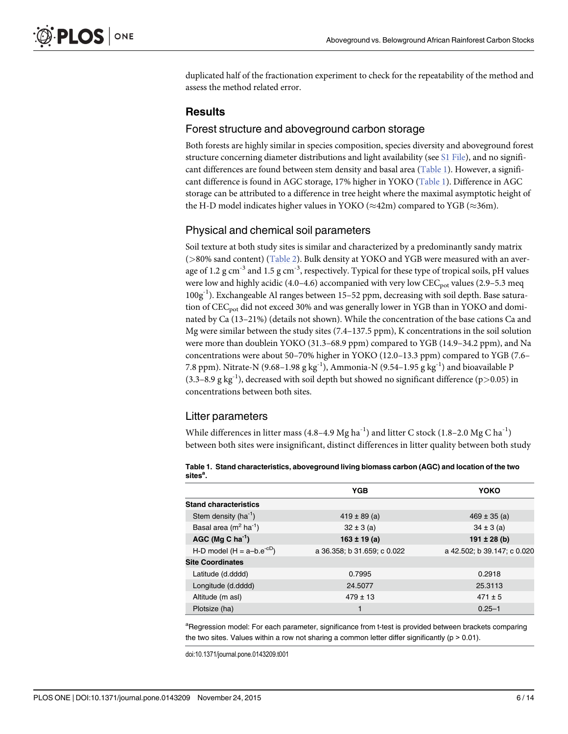duplicated half of the fractionation experiment to check for the repeatability of the method and assess the method related error.

## Results

### Forest structure and aboveground carbon storage

Both forests are highly similar in species composition, species diversity and aboveground forest structure concerning diameter distributions and light availability (see S1 File), and no significant differences are found between stem density and basal area (Table 1). However, a significant difference is found in AGC storage, 17% higher in YOKO (Table 1). Difference in AGC storage can be attributed to a difference in tree height where the maximal asymptotic height of the H-D model indicates higher values in YOKO (≈42m) compared to YGB (≈36m).

### Physical and chemical soil parameters

Soil texture at both study sites is similar and characterized by a predominantly sandy matrix (>80% sand content) (Table 2). Bulk density at YOKO and YGB were measured with an average of 1.2 g $cm^{-3}$ and 1.5 g $cm^{-3}$, respectively. Typical for these type of tropical soils, pH values were low and highly acidic (4.0–4.6) accompanied with very low $CEC_{pot}$ values (2.9–5.3 meq $100g^{-1}$). Exchangeable Al ranges between 15–52 ppm, decreasing with soil depth. Base saturation of $CEC_{pot}$ did not exceed 30% and was generally lower in YGB than in YOKO and dominated by Ca (13–21%) (details not shown). While the concentration of the base cations Ca and Mg were similar between the study sites (7.4–137.5 ppm), K concentrations in the soil solution were more than doublein YOKO (31.3–68.9 ppm) compared to YGB (14.9–34.2 ppm), and Na concentrations were about 50–70% higher in YOKO (12.0–13.3 ppm) compared to YGB (7.6–7.8 ppm). Nitrate-N (9.68–1.98 g $kg^{-1}$), Ammonia-N (9.54–1.95 g $kg^{-1}$) and bioavailable P (3.3–8.9 g $kg^{-1}$), decreased with soil depth but showed no significant difference ($p>0.05$) in concentrations between both sites.

### Litter parameters

While differences in litter mass (4.8–4.9 Mg $ha^{-1}$) and litter C stock (1.8–2.0 Mg C $ha^{-1}$) between both sites were insignificant, distinct differences in litter quality between both study

**Table 1. Stand characteristics, aboveground living biomass carbon (AGC) and location of the two sites[a].**

| | YGB | YOKO |
|---|---|---|
| **Stand characteristics** | | |
| Stem density ($ha^{-1}$) | 419 ± 89 (a) | 469 ± 35 (a) |
| Basal area ($m^2$ $ha^{-1}$) | 32 ± 3 (a) | 34 ± 3 (a) |
| **AGC (Mg C $ha^{-1}$)** | **163 ± 19 (a)** | **191 ± 28 (b)** |
| H-D model ($H = a–b.e^{-cD}$) | a 36.358; b 31.659; c 0.022 | a 42.502; b 39.147; c 0.020 |
| **Site Coordinates** | | |
| Latitude (d.dddd) | 0.7995 | 0.2918 |
| Longitude (d.dddd) | 24.5077 | 25.3113 |
| Altitude (m asl) | 479 ± 13 | 471 ± 5 |
| Plotsize (ha) | 1 | 0.25–1 |

[a]Regression model: For each parameter, significance from t-test is provided between brackets comparing the two sites. Values within a row not sharing a common letter differ significantly ($p > 0.01$).

doi:10.1371/journal.pone.0143209.t001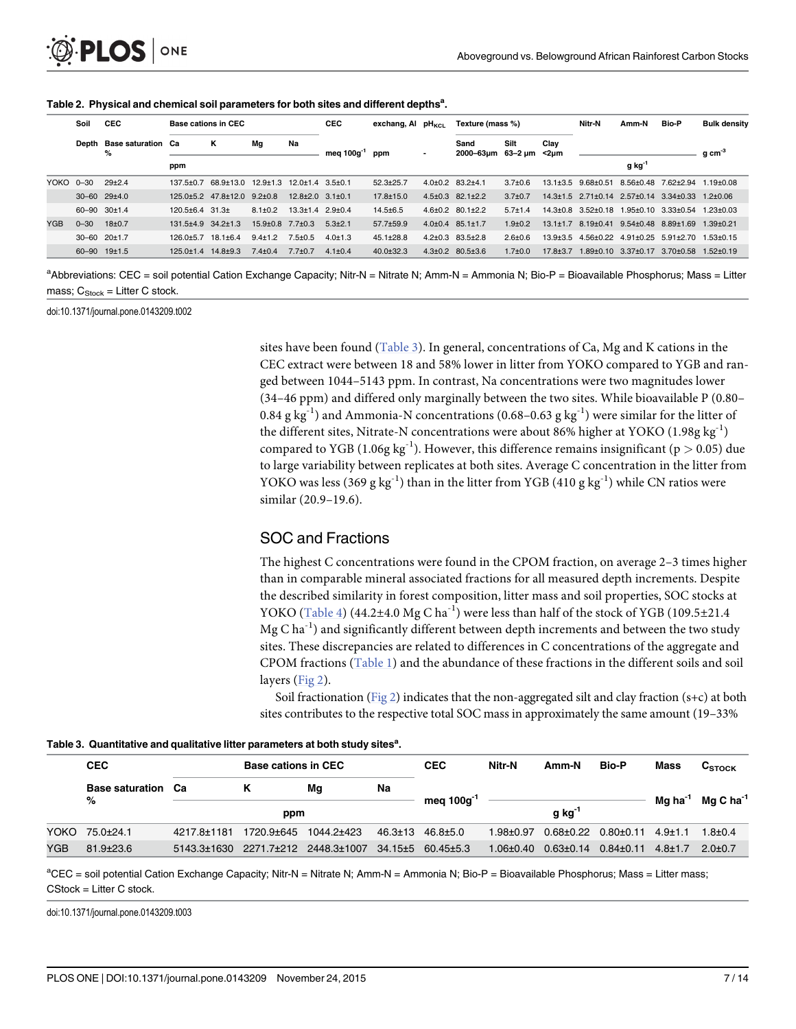**Table 2. Physical and chemical soil parameters for both sites and different depths[a].**

| | Soil | CEC | Base cations in CEC | | | | CEC | exchang. Al | $pH_{KCL}$ | Texture (mass %) | | | Nitr-N | Amm-N | Bio-P | Bulk density |
|---|---|---|---|---|---|---|---|---|---|---|---|---|---|---|---|---|
| | Depth | Base saturation % | Ca | K | Mg | Na | meq $100g^{-1}$ | ppm | - | Sand 2000–63μm | Silt 63–2 μm | Clay <2μm | | | | $g\ cm^{-3}$ |
| | | | ppm | | | | | | | | | | $g\ kg^{-1}$ | | | |
| YOKO | 0–30 | 29±2.4 | 137.5±0.7 | 68.9±13.0 | 12.9±1.3 | 12.0±1.4 | 3.5±0.1 | 52.3±25.7 | 4.0±0.2 | 83.2±4.1 | 3.7±0.6 | 13.1±3.5 | 9.68±0.51 | 8.56±0.48 | 7.62±2.94 | 1.19±0.08 |
| | 30–60 | 29±4.0 | 125.0±5.2 | 47.8±12.0 | 9.2±0.8 | 12.8±2.0 | 3.1±0.1 | 17.8±15.0 | 4.5±0.3 | 82.1±2.2 | 3.7±0.7 | 14.3±1.5 | 2.71±0.14 | 2.57±0.14 | 3.34±0.33 | 1.2±0.06 |
| | 60–90 | 30±1.4 | 120.5±6.4 | 31.3± | 8.1±0.2 | 13.3±1.4 | 2.9±0.4 | 14.5±6.5 | 4.6±0.2 | 80.1±2.2 | 5.7±1.4 | 14.3±0.8 | 3.52±0.18 | 1.95±0.10 | 3.33±0.54 | 1.23±0.03 |
| YGB | 0–30 | 18±0.7 | 131.5±4.9 | 34.2±1.3 | 15.9±0.8 | 7.7±0.3 | 5.3±2.1 | 57.7±59.9 | 4.0±0.4 | 85.1±1.7 | 1.9±0.2 | 13.1±1.7 | 8.19±0.41 | 9.54±0.48 | 8.89±1.69 | 1.39±0.21 |
| | 30–60 | 20±1.7 | 126.0±5.7 | 18.1±6.4 | 9.4±1.2 | 7.5±0.5 | 4.0±1.3 | 45.1±28.8 | 4.2±0.3 | 83.5±2.8 | 2.6±0.6 | 13.9±3.5 | 4.56±0.22 | 4.91±0.25 | 5.91±2.70 | 1.53±0.15 |
| | 60–90 | 19±1.5 | 125.0±1.4 | 14.8±9.3 | 7.4±0.4 | 7.7±0.7 | 4.1±0.4 | 40.0±32.3 | 4.3±0.2 | 80.5±3.6 | 1.7±0.0 | 17.8±3.7 | 1.89±0.10 | 3.37±0.17 | 3.70±0.58 | 1.52±0.19 |

[a]Abbreviations: CEC = soil potential Cation Exchange Capacity; Nitr-N = Nitrate N; Amm-N = Ammonia N; Bio-P = Bioavailable Phosphorus; Mass = Litter mass; $C_{Stock}$ = Litter C stock.

doi:10.1371/journal.pone.0143209.t002

sites have been found (Table 3). In general, concentrations of Ca, Mg and K cations in the CEC extract were between 18 and 58% lower in litter from YOKO compared to YGB and ranged between 1044–5143 ppm. In contrast, Na concentrations were two magnitudes lower (34–46 ppm) and differed only marginally between the two sites. While bioavailable P (0.80–0.84 g $kg^{-1}$) and Ammonia-N concentrations (0.68–0.63 g $kg^{-1}$) were similar for the litter of the different sites, Nitrate-N concentrations were about 86% higher at YOKO (1.98g $kg^{-1}$) compared to YGB (1.06g $kg^{-1}$). However, this difference remains insignificant ($p > 0.05$) due to large variability between replicates at both sites. Average C concentration in the litter from YOKO was less (369 g $kg^{-1}$) than in the litter from YGB (410 g $kg^{-1}$) while CN ratios were similar (20.9–19.6).

## SOC and Fractions

The highest C concentrations were found in the CPOM fraction, on average 2–3 times higher than in comparable mineral associated fractions for all measured depth increments. Despite the described similarity in forest composition, litter mass and soil properties, SOC stocks at YOKO (Table 4) (44.2±4.0 Mg C $ha^{-1}$) were less than half of the stock of YGB (109.5±21.4 Mg C $ha^{-1}$) and significantly different between depth increments and between the two study sites. These discrepancies are related to differences in C concentrations of the aggregate and CPOM fractions (Table 1) and the abundance of these fractions in the different soils and soil layers (Fig 2).

Soil fractionation (Fig 2) indicates that the non-aggregated silt and clay fraction (s+c) at both sites contributes to the respective total SOC mass in approximately the same amount (19–33%

**Table 3. Quantitative and qualitative litter parameters at both study sites[a].**

| | CEC | Base cations in CEC | | | | CEC | Nitr-N | Amm-N | Bio-P | Mass | $C_{STOCK}$ |
|---|---|---|---|---|---|---|---|---|---|---|---|
| | Base saturation % | Ca | K | Mg | Na | meq $100g^{-1}$ | | | | Mg $ha^{-1}$ | Mg C $ha^{-1}$ |
| | | ppm | | | | | $g\ kg^{-1}$ | | | | |
| YOKO | 75.0±24.1 | 4217.8±1181 | 1720.9±645 | 1044.2±423 | 46.3±13 | 46.8±5.0 | 1.98±0.97 | 0.68±0.22 | 0.80±0.11 | 4.9±1.1 | 1.8±0.4 |
| YGB | 81.9±23.6 | 5143.3±1630 | 2271.7±212 | 2448.3±1007 | 34.15±5 | 60.45±5.3 | 1.06±0.40 | 0.63±0.14 | 0.84±0.11 | 4.8±1.7 | 2.0±0.7 |

[a]CEC = soil potential Cation Exchange Capacity; Nitr-N = Nitrate N; Amm-N = Ammonia N; Bio-P = Bioavailable Phosphorus; Mass = Litter mass; CStock = Litter C stock.

doi:10.1371/journal.pone.0143209.t003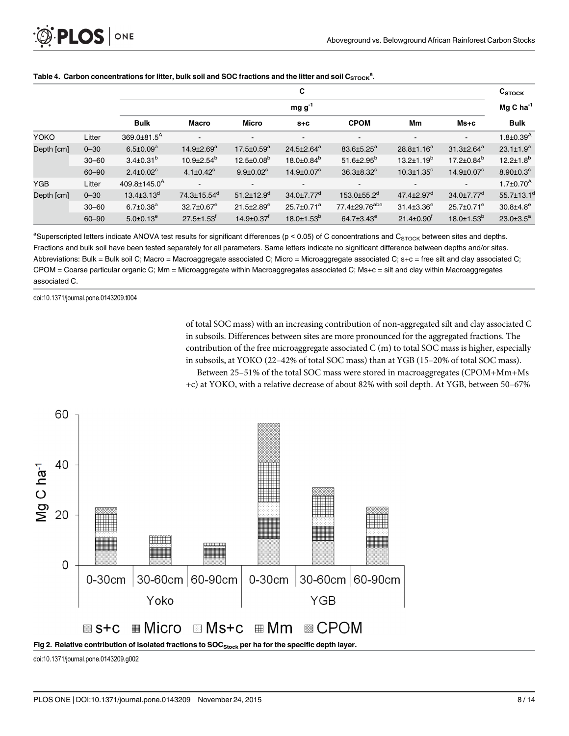**Table 4. Carbon concentrations for litter, bulk soil and SOC fractions and the litter and soil $C_{STOCK}$[a].**

| | | C | | | | | | | $C_{STOCK}$ |
|---|---|---|---|---|---|---|---|---|---|
| | | $mg\ g^{-1}$ | | | | | | | $Mg\ C\ ha^{-1}$ |
| | | Bulk | Macro | Micro | s+c | CPOM | Mm | Ms+c | Bulk |
| YOKO | Litter | 369.0±81.5[A] | - | - | - | - | - | - | 1.8±0.39[A] |
| Depth [cm] | 0–30 | 6.5±0.09[a] | 14.9±2.69[a] | 17.5±0.59[a] | 24.5±2.64[a] | 83.6±5.25[a] | 28.8±1.16[a] | 31.3±2.64[a] | 23.1±1.9[a] |
| | 30–60 | 3.4±0.31[b] | 10.9±2.54[b] | 12.5±0.08[b] | 18.0±0.84[b] | 51.6±2.95[b] | 13.2±1.19[b] | 17.2±0.84[b] | 12.2±1.8[b] |
| | 60–90 | 2.4±0.02[c] | 4.1±0.42[c] | 9.9±0.02[c] | 14.9±0.07[c] | 36.3±8.32[c] | 10.3±1.35[c] | 14.9±0.07[c] | 8.90±0.3[c] |
| YGB | Litter | 409.8±145.0[A] | - | - | - | - | - | - | 1.7±0.70[A] |
| Depth [cm] | 0–30 | 13.4±3.13[d] | 74.3±15.54[d] | 51.2±12.9[d] | 34.0±7.77[d] | 153.0±55.2[d] | 47.4±2.97[d] | 34.0±7.77[d] | 55.7±13.1[d] |
| | 30–60 | 6.7±0.38[a] | 32.7±0.67[e] | 21.5±2.89[e] | 25.7±0.71[a] | 77.4±29.76[abe] | 31.4±3.36[e] | 25.7±0.71[e] | 30.8±4.8[e] |
| | 60–90 | 5.0±0.13[e] | 27.5±1.53[f] | 14.9±0.37[f] | 18.0±1.53[b] | 64.7±3.43[e] | 21.4±0.90[f] | 18.0±1.53[b] | 23.0±3.5[a] |

[a]Superscripted letters indicate ANOVA test results for significant differences ($p < 0.05$) of C concentrations and $C_{STOCK}$ between sites and depths. Fractions and bulk soil have been tested separately for all parameters. Same letters indicate no significant difference between depths and/or sites. Abbreviations: Bulk = Bulk soil C; Macro = Macroaggregate associated C; Micro = Microaggregate associated C; s+c = free silt and clay associated C; CPOM = Coarse particular organic C; Mm = Microaggregate within Macroaggregates associated C; Ms+c = silt and clay within Macroaggregates associated C.

doi:10.1371/journal.pone.0143209.t004

of total SOC mass) with an increasing contribution of non-aggregated silt and clay associated C in subsoils. Differences between sites are more pronounced for the aggregated fractions. The contribution of the free microaggregate associated C (m) to total SOC mass is higher, especially in subsoils, at YOKO (22–42% of total SOC mass) than at YGB (15–20% of total SOC mass).

Between 25–51% of the total SOC mass were stored in macroaggregates (CPOM+Mm+Ms+c) at YOKO, with a relative decrease of about 82% with soil depth. At YGB, between 50–67%

60
40
20
0
Mg C ha$^{-1}$
0-30cm 30-60cm 60-90cm 0-30cm 30-60cm 60-90cm
Yoko YGB
s+c Micro Ms+c Mm CPOM

Fig 2. Relative contribution of isolated fractions to $SOC_{Stock}$ per ha for the specific depth layer.

doi:10.1371/journal.pone.0143209.g002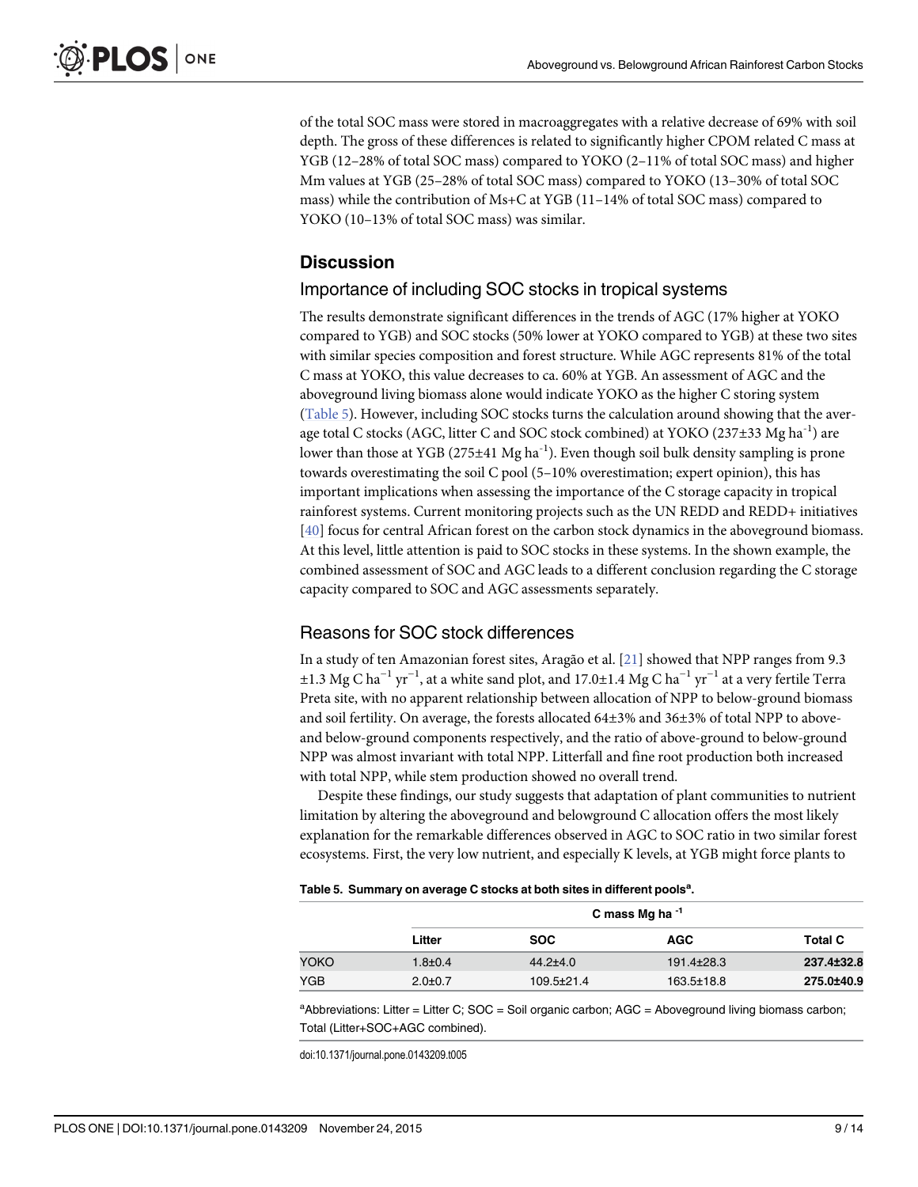of the total SOC mass were stored in macroaggregates with a relative decrease of 69% with soil depth. The gross of these differences is related to significantly higher CPOM related C mass at YGB (12–28% of total SOC mass) compared to YOKO (2–11% of total SOC mass) and higher Mm values at YGB (25–28% of total SOC mass) compared to YOKO (13–30% of total SOC mass) while the contribution of Ms+C at YGB (11–14% of total SOC mass) compared to YOKO (10–13% of total SOC mass) was similar.

## Discussion

### Importance of including SOC stocks in tropical systems

The results demonstrate significant differences in the trends of AGC (17% higher at YOKO compared to YGB) and SOC stocks (50% lower at YOKO compared to YGB) at these two sites with similar species composition and forest structure. While AGC represents 81% of the total C mass at YOKO, this value decreases to ca. 60% at YGB. An assessment of AGC and the aboveground living biomass alone would indicate YOKO as the higher C storing system (Table 5). However, including SOC stocks turns the calculation around showing that the average total C stocks (AGC, litter C and SOC stock combined) at YOKO (237±33 Mg ha$^{-1}$) are lower than those at YGB (275±41 Mg ha$^{-1}$). Even though soil bulk density sampling is prone towards overestimating the soil C pool (5–10% overestimation; expert opinion), this has important implications when assessing the importance of the C storage capacity in tropical rainforest systems. Current monitoring projects such as the UN REDD and REDD+ initiatives [40] focus for central African forest on the carbon stock dynamics in the aboveground biomass. At this level, little attention is paid to SOC stocks in these systems. In the shown example, the combined assessment of SOC and AGC leads to a different conclusion regarding the C storage capacity compared to SOC and AGC assessments separately.

### Reasons for SOC stock differences

In a study of ten Amazonian forest sites, Aragão et al. [21] showed that NPP ranges from 9.3 ±1.3 Mg C ha$^{-1}$ yr$^{-1}$, at a white sand plot, and 17.0±1.4 Mg C ha$^{-1}$ yr$^{-1}$ at a very fertile Terra Preta site, with no apparent relationship between allocation of NPP to below-ground biomass and soil fertility. On average, the forests allocated 64±3% and 36±3% of total NPP to above- and below-ground components respectively, and the ratio of above-ground to below-ground NPP was almost invariant with total NPP. Litterfall and fine root production both increased with total NPP, while stem production showed no overall trend.

Despite these findings, our study suggests that adaptation of plant communities to nutrient limitation by altering the aboveground and belowground C allocation offers the most likely explanation for the remarkable differences observed in AGC to SOC ratio in two similar forest ecosystems. First, the very low nutrient, and especially K levels, at YGB might force plants to

**Table 5. Summary on average C stocks at both sites in different pools[a].**

| | C mass Mg ha$^{-1}$ | | | |
|---|---|---|---|---|
| | Litter | SOC | AGC | Total C |
| YOKO | 1.8±0.4 | 44.2±4.0 | 191.4±28.3 | **237.4±32.8** |
| YGB | 2.0±0.7 | 109.5±21.4 | 163.5±18.8 | **275.0±40.9** |

[a]Abbreviations: Litter = Litter C; SOC = Soil organic carbon; AGC = Aboveground living biomass carbon; Total (Litter+SOC+AGC combined).

doi:10.1371/journal.pone.0143209.t005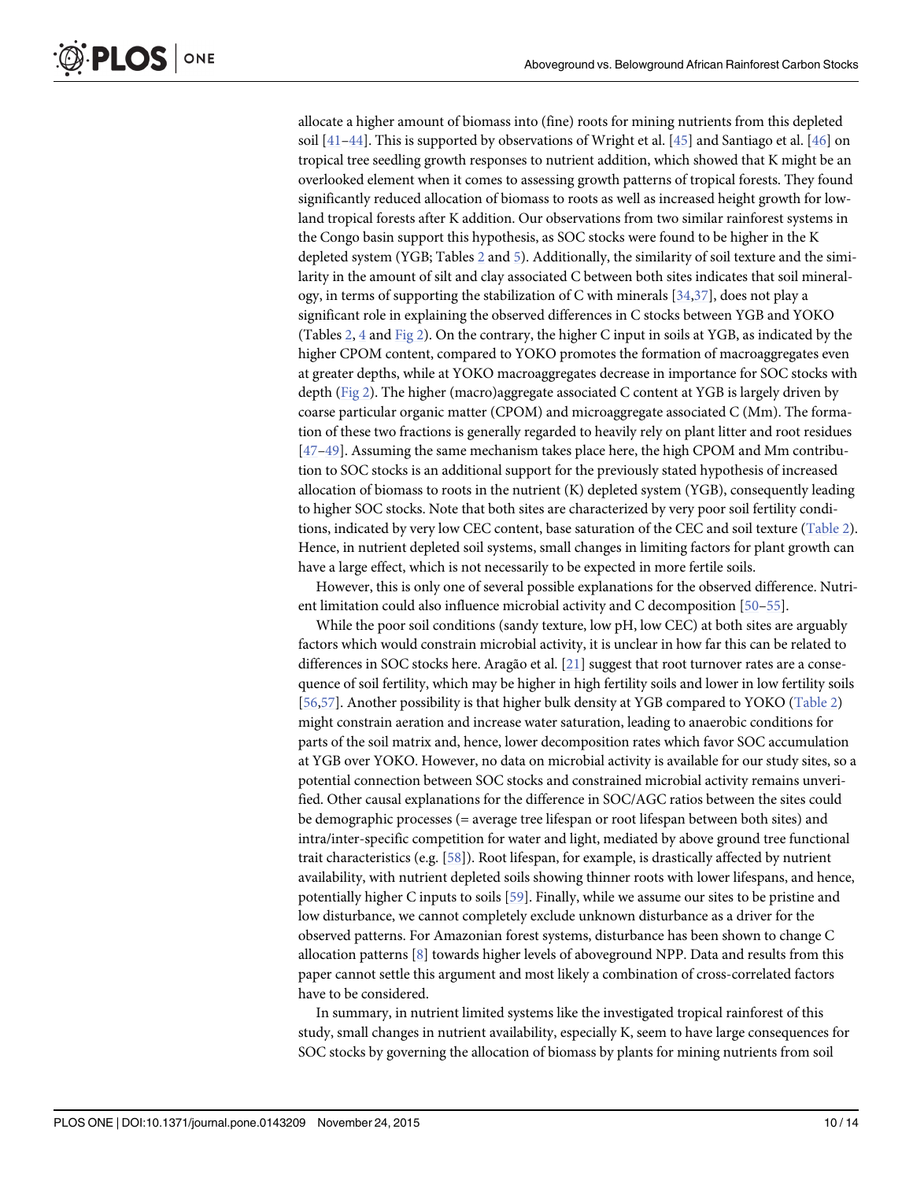allocate a higher amount of biomass into (fine) roots for mining nutrients from this depleted soil [41–44]. This is supported by observations of Wright et al. [45] and Santiago et al. [46] on tropical tree seedling growth responses to nutrient addition, which showed that K might be an overlooked element when it comes to assessing growth patterns of tropical forests. They found significantly reduced allocation of biomass to roots as well as increased height growth for lowland tropical forests after K addition. Our observations from two similar rainforest systems in the Congo basin support this hypothesis, as SOC stocks were found to be higher in the K depleted system (YGB; Tables 2 and 5). Additionally, the similarity of soil texture and the similarity in the amount of silt and clay associated C between both sites indicates that soil mineralogy, in terms of supporting the stabilization of C with minerals [34,37], does not play a significant role in explaining the observed differences in C stocks between YGB and YOKO (Tables 2, 4 and Fig 2). On the contrary, the higher C input in soils at YGB, as indicated by the higher CPOM content, compared to YOKO promotes the formation of macroaggregates even at greater depths, while at YOKO macroaggregates decrease in importance for SOC stocks with depth (Fig 2). The higher (macro)aggregate associated C content at YGB is largely driven by coarse particular organic matter (CPOM) and microaggregate associated C (Mm). The formation of these two fractions is generally regarded to heavily rely on plant litter and root residues [47–49]. Assuming the same mechanism takes place here, the high CPOM and Mm contribution to SOC stocks is an additional support for the previously stated hypothesis of increased allocation of biomass to roots in the nutrient (K) depleted system (YGB), consequently leading to higher SOC stocks. Note that both sites are characterized by very poor soil fertility conditions, indicated by very low CEC content, base saturation of the CEC and soil texture (Table 2). Hence, in nutrient depleted soil systems, small changes in limiting factors for plant growth can have a large effect, which is not necessarily to be expected in more fertile soils.

However, this is only one of several possible explanations for the observed difference. Nutrient limitation could also influence microbial activity and C decomposition [50–55].

While the poor soil conditions (sandy texture, low pH, low CEC) at both sites are arguably factors which would constrain microbial activity, it is unclear in how far this can be related to differences in SOC stocks here. Aragão et al. [21] suggest that root turnover rates are a consequence of soil fertility, which may be higher in high fertility soils and lower in low fertility soils [56,57]. Another possibility is that higher bulk density at YGB compared to YOKO (Table 2) might constrain aeration and increase water saturation, leading to anaerobic conditions for parts of the soil matrix and, hence, lower decomposition rates which favor SOC accumulation at YGB over YOKO. However, no data on microbial activity is available for our study sites, so a potential connection between SOC stocks and constrained microbial activity remains unverified. Other causal explanations for the difference in SOC/AGC ratios between the sites could be demographic processes (= average tree lifespan or root lifespan between both sites) and intra/inter-specific competition for water and light, mediated by above ground tree functional trait characteristics (e.g. [58]). Root lifespan, for example, is drastically affected by nutrient availability, with nutrient depleted soils showing thinner roots with lower lifespans, and hence, potentially higher C inputs to soils [59]. Finally, while we assume our sites to be pristine and low disturbance, we cannot completely exclude unknown disturbance as a driver for the observed patterns. For Amazonian forest systems, disturbance has been shown to change C allocation patterns [8] towards higher levels of aboveground NPP. Data and results from this paper cannot settle this argument and most likely a combination of cross-correlated factors have to be considered.

In summary, in nutrient limited systems like the investigated tropical rainforest of this study, small changes in nutrient availability, especially K, seem to have large consequences for SOC stocks by governing the allocation of biomass by plants for mining nutrients from soil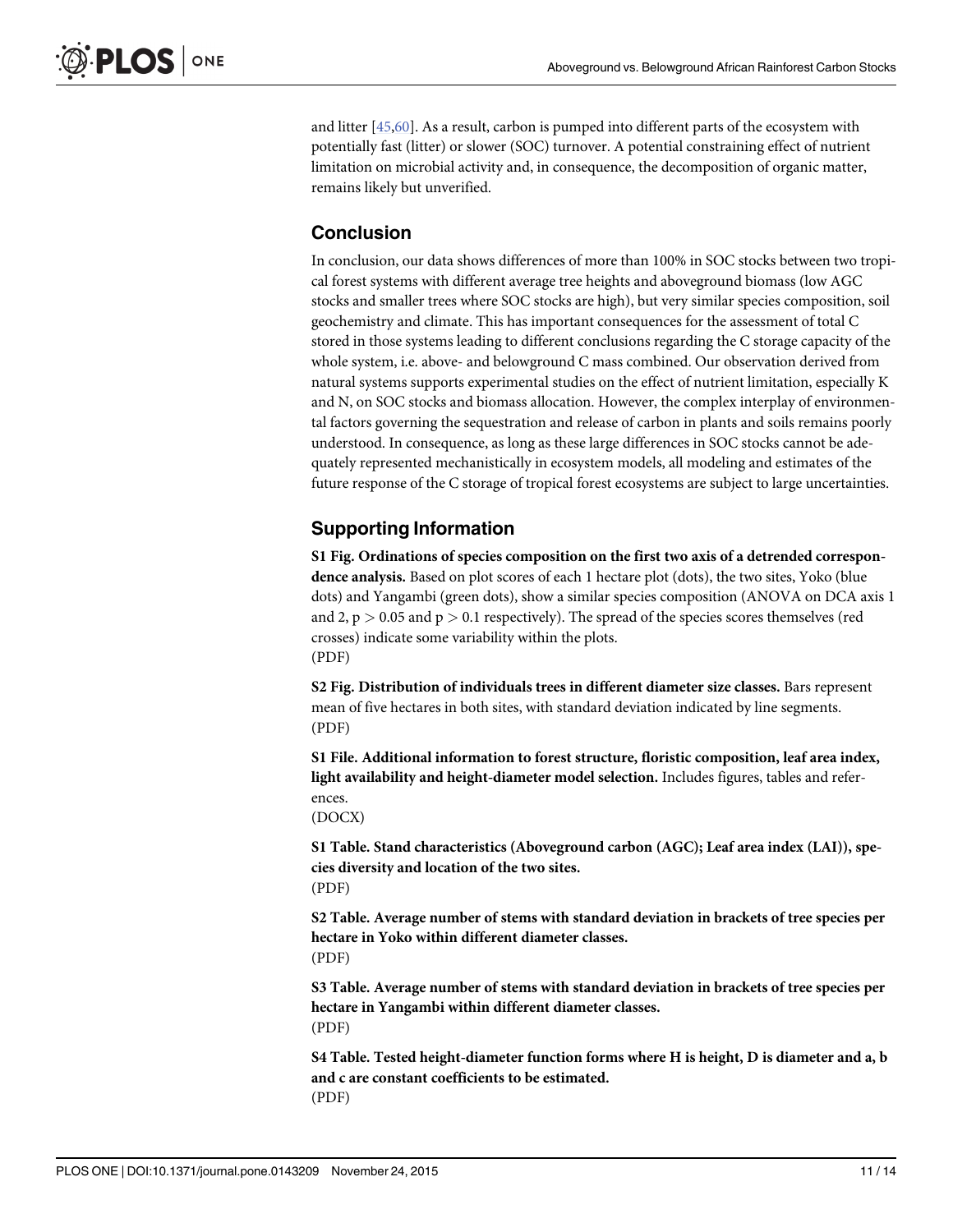and litter [45,60]. As a result, carbon is pumped into different parts of the ecosystem with potentially fast (litter) or slower (SOC) turnover. A potential constraining effect of nutrient limitation on microbial activity and, in consequence, the decomposition of organic matter, remains likely but unverified.

## Conclusion

In conclusion, our data shows differences of more than 100% in SOC stocks between two tropical forest systems with different average tree heights and aboveground biomass (low AGC stocks and smaller trees where SOC stocks are high), but very similar species composition, soil geochemistry and climate. This has important consequences for the assessment of total C stored in those systems leading to different conclusions regarding the C storage capacity of the whole system, i.e. above- and belowground C mass combined. Our observation derived from natural systems supports experimental studies on the effect of nutrient limitation, especially K and N, on SOC stocks and biomass allocation. However, the complex interplay of environmental factors governing the sequestration and release of carbon in plants and soils remains poorly understood. In consequence, as long as these large differences in SOC stocks cannot be adequately represented mechanistically in ecosystem models, all modeling and estimates of the future response of the C storage of tropical forest ecosystems are subject to large uncertainties.

## Supporting Information

**S1 Fig. Ordinations of species composition on the first two axis of a detrended correspondence analysis.** Based on plot scores of each 1 hectare plot (dots), the two sites, Yoko (blue dots) and Yangambi (green dots), show a similar species composition (ANOVA on DCA axis 1 and 2, $p > 0.05$ and $p > 0.1$ respectively). The spread of the species scores themselves (red crosses) indicate some variability within the plots.
(PDF)

**S2 Fig. Distribution of individuals trees in different diameter size classes.** Bars represent mean of five hectares in both sites, with standard deviation indicated by line segments.
(PDF)

**S1 File. Additional information to forest structure, floristic composition, leaf area index, light availability and height-diameter model selection.** Includes figures, tables and references.
(DOCX)

**S1 Table. Stand characteristics (Aboveground carbon (AGC); Leaf area index (LAI)), species diversity and location of the two sites.**
(PDF)

**S2 Table. Average number of stems with standard deviation in brackets of tree species per hectare in Yoko within different diameter classes.**
(PDF)

**S3 Table. Average number of stems with standard deviation in brackets of tree species per hectare in Yangambi within different diameter classes.**
(PDF)

**S4 Table. Tested height-diameter function forms where H is height, D is diameter and a, b and c are constant coefficients to be estimated.**
(PDF)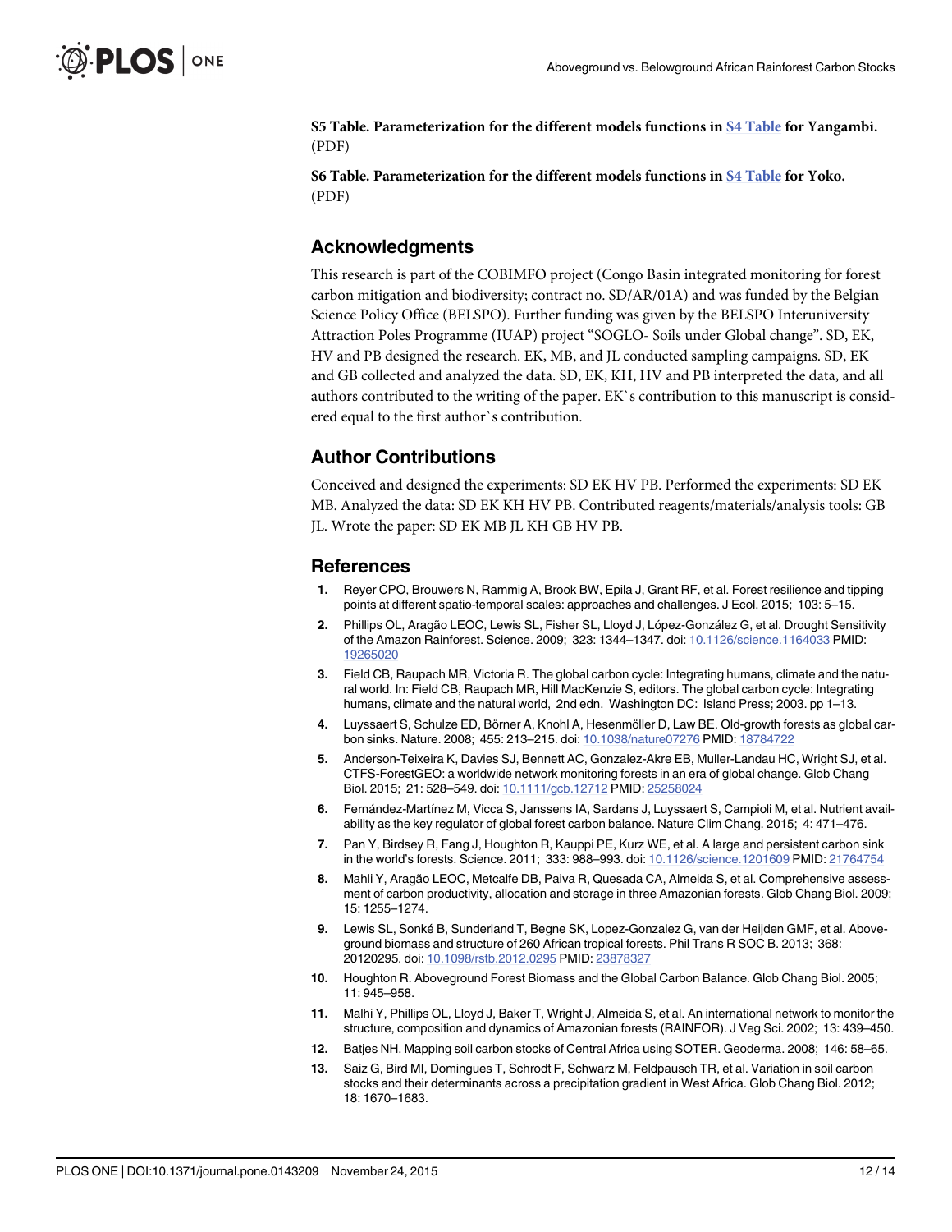**S5 Table. Parameterization for the different models functions in S4 Table for Yangambi.**
(PDF)

**S6 Table. Parameterization for the different models functions in S4 Table for Yoko.**
(PDF)

## Acknowledgments

This research is part of the COBIMFO project (Congo Basin integrated monitoring for forest carbon mitigation and biodiversity; contract no. SD/AR/01A) and was funded by the Belgian Science Policy Office (BELSPO). Further funding was given by the BELSPO Interuniversity Attraction Poles Programme (IUAP) project "SOGLO- Soils under Global change". SD, EK, HV and PB designed the research. EK, MB, and JL conducted sampling campaigns. SD, EK and GB collected and analyzed the data. SD, EK, KH, HV and PB interpreted the data, and all authors contributed to the writing of the paper. EK`s contribution to this manuscript is considered equal to the first author`s contribution.

## Author Contributions

Conceived and designed the experiments: SD EK HV PB. Performed the experiments: SD EK MB. Analyzed the data: SD EK KH HV PB. Contributed reagents/materials/analysis tools: GB JL. Wrote the paper: SD EK MB JL KH GB HV PB.

## References

1. Reyer CPO, Brouwers N, Rammig A, Brook BW, Epila J, Grant RF, et al. Forest resilience and tipping points at different spatio-temporal scales: approaches and challenges. J Ecol. 2015; 103: 5–15.
2. Phillips OL, Aragão LEOC, Lewis SL, Fisher SL, Lloyd J, López-González G, et al. Drought Sensitivity of the Amazon Rainforest. Science. 2009; 323: 1344–1347. doi: 10.1126/science.1164033 PMID: 19265020
3. Field CB, Raupach MR, Victoria R. The global carbon cycle: Integrating humans, climate and the natural world. In: Field CB, Raupach MR, Hill MacKenzie S, editors. The global carbon cycle: Integrating humans, climate and the natural world, 2nd edn. Washington DC: Island Press; 2003. pp 1–13.
4. Luyssaert S, Schulze ED, Börner A, Knohl A, Hesenmöller D, Law BE. Old-growth forests as global carbon sinks. Nature. 2008; 455: 213–215. doi: 10.1038/nature07276 PMID: 18784722
5. Anderson-Teixeira K, Davies SJ, Bennett AC, Gonzalez-Akre EB, Muller-Landau HC, Wright SJ, et al. CTFS-ForestGEO: a worldwide network monitoring forests in an era of global change. Glob Chang Biol. 2015; 21: 528–549. doi: 10.1111/gcb.12712 PMID: 25258024
6. Fernández-Martínez M, Vicca S, Janssens IA, Sardans J, Luyssaert S, Campioli M, et al. Nutrient availability as the key regulator of global forest carbon balance. Nature Clim Chang. 2015; 4: 471–476.
7. Pan Y, Birdsey R, Fang J, Houghton R, Kauppi PE, Kurz WE, et al. A large and persistent carbon sink in the world's forests. Science. 2011; 333: 988–993. doi: 10.1126/science.1201609 PMID: 21764754
8. Mahli Y, Aragão LEOC, Metcalfe DB, Paiva R, Quesada CA, Almeida S, et al. Comprehensive assessment of carbon productivity, allocation and storage in three Amazonian forests. Glob Chang Biol. 2009; 15: 1255–1274.
9. Lewis SL, Sonké B, Sunderland T, Begne SK, Lopez-Gonzalez G, van der Heijden GMF, et al. Aboveground biomass and structure of 260 African tropical forests. Phil Trans R SOC B. 2013; 368: 20120295. doi: 10.1098/rstb.2012.0295 PMID: 23878327
10. Houghton R. Aboveground Forest Biomass and the Global Carbon Balance. Glob Chang Biol. 2005; 11: 945–958.
11. Malhi Y, Phillips OL, Lloyd J, Baker T, Wright J, Almeida S, et al. An international network to monitor the structure, composition and dynamics of Amazonian forests (RAINFOR). J Veg Sci. 2002; 13: 439–450.
12. Batjes NH. Mapping soil carbon stocks of Central Africa using SOTER. Geoderma. 2008; 146: 58–65.
13. Saiz G, Bird MI, Domingues T, Schrodt F, Schwarz M, Feldpausch TR, et al. Variation in soil carbon stocks and their determinants across a precipitation gradient in West Africa. Glob Chang Biol. 2012; 18: 1670–1683.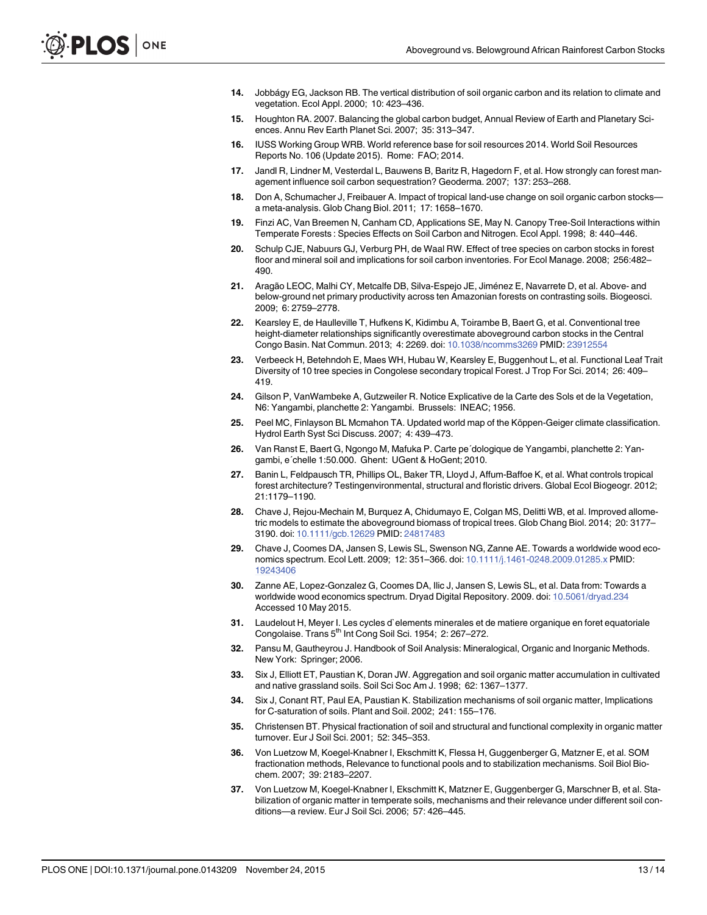14. Jobbágy EG, Jackson RB. The vertical distribution of soil organic carbon and its relation to climate and vegetation. Ecol Appl. 2000; 10: 423–436.
15. Houghton RA. 2007. Balancing the global carbon budget, Annual Review of Earth and Planetary Sciences. Annu Rev Earth Planet Sci. 2007; 35: 313–347.
16. IUSS Working Group WRB. World reference base for soil resources 2014. World Soil Resources Reports No. 106 (Update 2015). Rome: FAO; 2014.
17. Jandl R, Lindner M, Vesterdal L, Bauwens B, Baritz R, Hagedorn F, et al. How strongly can forest management influence soil carbon sequestration? Geoderma. 2007; 137: 253–268.
18. Don A, Schumacher J, Freibauer A. Impact of tropical land-use change on soil organic carbon stocks—a meta-analysis. Glob Chang Biol. 2011; 17: 1658–1670.
19. Finzi AC, Van Breemen N, Canham CD, Applications SE, May N. Canopy Tree-Soil Interactions within Temperate Forests : Species Effects on Soil Carbon and Nitrogen. Ecol Appl. 1998; 8: 440–446.
20. Schulp CJE, Nabuurs GJ, Verburg PH, de Waal RW. Effect of tree species on carbon stocks in forest floor and mineral soil and implications for soil carbon inventories. For Ecol Manage. 2008; 256:482–490.
21. Aragão LEOC, Malhi CY, Metcalfe DB, Silva-Espejo JE, Jiménez E, Navarrete D, et al. Above- and below-ground net primary productivity across ten Amazonian forests on contrasting soils. Biogeosci. 2009; 6: 2759–2778.
22. Kearsley E, de Haulleville T, Hufkens K, Kidimbu A, Toirambe B, Baert G, et al. Conventional tree height-diameter relationships significantly overestimate aboveground carbon stocks in the Central Congo Basin. Nat Commun. 2013; 4: 2269. doi: 10.1038/ncomms3269 PMID: 23912554
23. Verbeeck H, Betehndoh E, Maes WH, Hubau W, Kearsley E, Buggenhout L, et al. Functional Leaf Trait Diversity of 10 tree species in Congolese secondary tropical Forest. J Trop For Sci. 2014; 26: 409–419.
24. Gilson P, VanWambeke A, Gutzweiler R. Notice Explicative de la Carte des Sols et de la Vegetation, N6: Yangambi, planchette 2: Yangambi. Brussels: INEAC; 1956.
25. Peel MC, Finlayson BL Mcmahon TA. Updated world map of the Köppen-Geiger climate classification. Hydrol Earth Syst Sci Discuss. 2007; 4: 439–473.
26. Van Ranst E, Baert G, Ngongo M, Mafuka P. Carte pe´dologique de Yangambi, planchette 2: Yangambi, e´chelle 1:50.000. Ghent: UGent & HoGent; 2010.
27. Banin L, Feldpausch TR, Phillips OL, Baker TR, Lloyd J, Affum-Baffoe K, et al. What controls tropical forest architecture? Testingenvironmental, structural and floristic drivers. Global Ecol Biogeogr. 2012; 21:1179–1190.
28. Chave J, Rejou-Mechain M, Burquez A, Chidumayo E, Colgan MS, Delitti WB, et al. Improved allometric models to estimate the aboveground biomass of tropical trees. Glob Chang Biol. 2014; 20: 3177–3190. doi: 10.1111/gcb.12629 PMID: 24817483
29. Chave J, Coomes DA, Jansen S, Lewis SL, Swenson NG, Zanne AE. Towards a worldwide wood economics spectrum. Ecol Lett. 2009; 12: 351–366. doi: 10.1111/j.1461-0248.2009.01285.x PMID: 19243406
30. Zanne AE, Lopez-Gonzalez G, Coomes DA, Ilic J, Jansen S, Lewis SL, et al. Data from: Towards a worldwide wood economics spectrum. Dryad Digital Repository. 2009. doi: 10.5061/dryad.234 Accessed 10 May 2015.
31. Laudelout H, Meyer I. Les cycles d`elements minerales et de matiere organique en foret equatoriale Congolaise. Trans 5th Int Cong Soil Sci. 1954; 2: 267–272.
32. Pansu M, Gautheyrou J. Handbook of Soil Analysis: Mineralogical, Organic and Inorganic Methods. New York: Springer; 2006.
33. Six J, Elliott ET, Paustian K, Doran JW. Aggregation and soil organic matter accumulation in cultivated and native grassland soils. Soil Sci Soc Am J. 1998; 62: 1367–1377.
34. Six J, Conant RT, Paul EA, Paustian K. Stabilization mechanisms of soil organic matter, Implications for C-saturation of soils. Plant and Soil. 2002; 241: 155–176.
35. Christensen BT. Physical fractionation of soil and structural and functional complexity in organic matter turnover. Eur J Soil Sci. 2001; 52: 345–353.
36. Von Luetzow M, Koegel-Knabner I, Ekschmitt K, Flessa H, Guggenberger G, Matzner E, et al. SOM fractionation methods, Relevance to functional pools and to stabilization mechanisms. Soil Biol Biochem. 2007; 39: 2183–2207.
37. Von Luetzow M, Koegel-Knabner I, Ekschmitt K, Matzner E, Guggenberger G, Marschner B, et al. Stabilization of organic matter in temperate soils, mechanisms and their relevance under different soil conditions—a review. Eur J Soil Sci. 2006; 57: 426–445.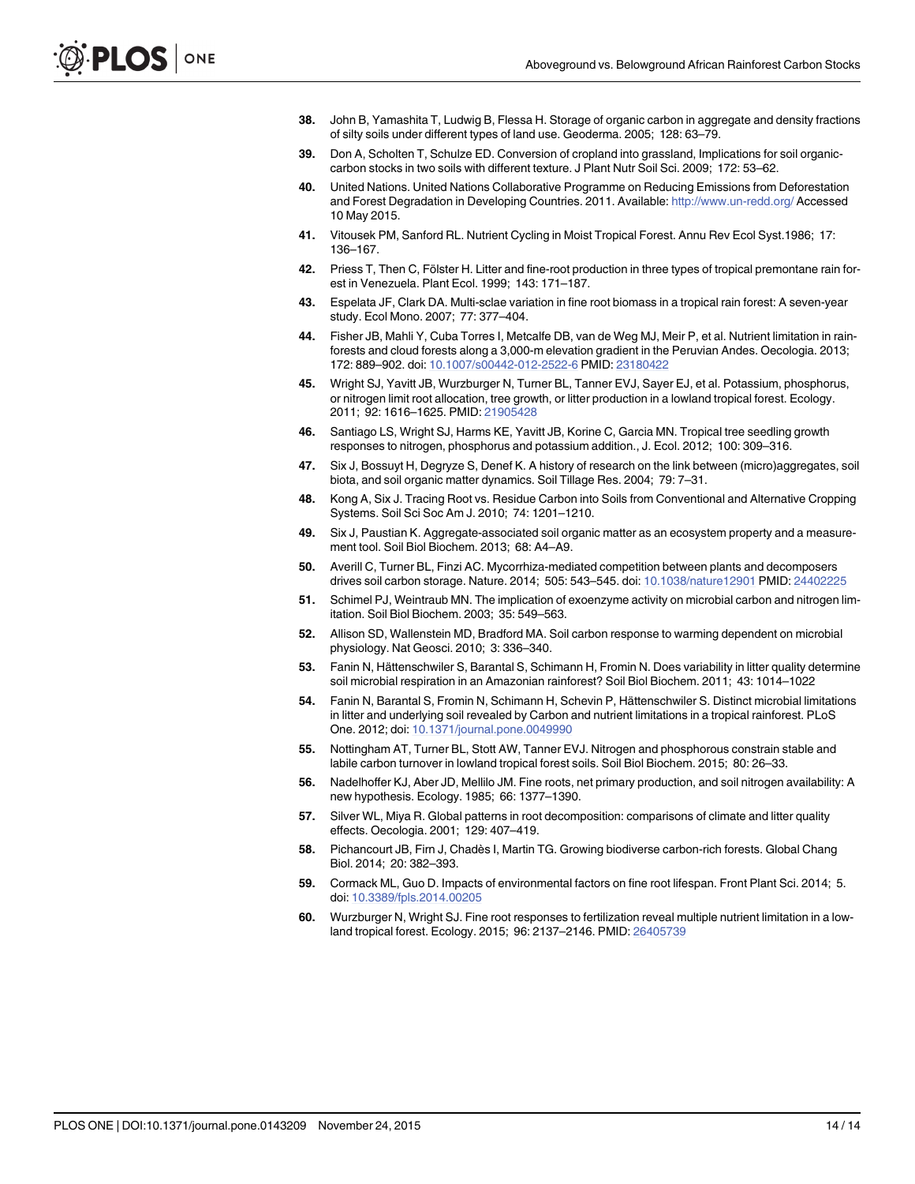38. John B, Yamashita T, Ludwig B, Flessa H. Storage of organic carbon in aggregate and density fractions of silty soils under different types of land use. Geoderma. 2005; 128: 63–79.

39. Don A, Scholten T, Schulze ED. Conversion of cropland into grassland, Implications for soil organic-carbon stocks in two soils with different texture. J Plant Nutr Soil Sci. 2009; 172: 53–62.

40. United Nations. United Nations Collaborative Programme on Reducing Emissions from Deforestation and Forest Degradation in Developing Countries. 2011. Available: http://www.un-redd.org/ Accessed 10 May 2015.

41. Vitousek PM, Sanford RL. Nutrient Cycling in Moist Tropical Forest. Annu Rev Ecol Syst.1986; 17: 136–167.

42. Priess T, Then C, Fölster H. Litter and fine-root production in three types of tropical premontane rain forest in Venezuela. Plant Ecol. 1999; 143: 171–187.

43. Espelata JF, Clark DA. Multi-sclae variation in fine root biomass in a tropical rain forest: A seven-year study. Ecol Mono. 2007; 77: 377–404.

44. Fisher JB, Mahli Y, Cuba Torres I, Metcalfe DB, van de Weg MJ, Meir P, et al. Nutrient limitation in rainforests and cloud forests along a 3,000-m elevation gradient in the Peruvian Andes. Oecologia. 2013; 172: 889–902. doi: 10.1007/s00442-012-2522-6 PMID: 23180422

45. Wright SJ, Yavitt JB, Wurzburger N, Turner BL, Tanner EVJ, Sayer EJ, et al. Potassium, phosphorus, or nitrogen limit root allocation, tree growth, or litter production in a lowland tropical forest. Ecology. 2011; 92: 1616–1625. PMID: 21905428

46. Santiago LS, Wright SJ, Harms KE, Yavitt JB, Korine C, Garcia MN. Tropical tree seedling growth responses to nitrogen, phosphorus and potassium addition., J. Ecol. 2012; 100: 309–316.

47. Six J, Bossuyt H, Degryze S, Denef K. A history of research on the link between (micro)aggregates, soil biota, and soil organic matter dynamics. Soil Tillage Res. 2004; 79: 7–31.

48. Kong A, Six J. Tracing Root vs. Residue Carbon into Soils from Conventional and Alternative Cropping Systems. Soil Sci Soc Am J. 2010; 74: 1201–1210.

49. Six J, Paustian K. Aggregate-associated soil organic matter as an ecosystem property and a measurement tool. Soil Biol Biochem. 2013; 68: A4–A9.

50. Averill C, Turner BL, Finzi AC. Mycorrhiza-mediated competition between plants and decomposers drives soil carbon storage. Nature. 2014; 505: 543–545. doi: 10.1038/nature12901 PMID: 24402225

51. Schimel PJ, Weintraub MN. The implication of exoenzyme activity on microbial carbon and nitrogen limitation. Soil Biol Biochem. 2003; 35: 549–563.

52. Allison SD, Wallenstein MD, Bradford MA. Soil carbon response to warming dependent on microbial physiology. Nat Geosci. 2010; 3: 336–340.

53. Fanin N, Hättenschwiler S, Barantal S, Schimann H, Fromin N. Does variability in litter quality determine soil microbial respiration in an Amazonian rainforest? Soil Biol Biochem. 2011; 43: 1014–1022

54. Fanin N, Barantal S, Fromin N, Schimann H, Schevin P, Hättenschwiler S. Distinct microbial limitations in litter and underlying soil revealed by Carbon and nutrient limitations in a tropical rainforest. PLoS One. 2012; doi: 10.1371/journal.pone.0049990

55. Nottingham AT, Turner BL, Stott AW, Tanner EVJ. Nitrogen and phosphorous constrain stable and labile carbon turnover in lowland tropical forest soils. Soil Biol Biochem. 2015; 80: 26–33.

56. Nadelhoffer KJ, Aber JD, Mellilo JM. Fine roots, net primary production, and soil nitrogen availability: A new hypothesis. Ecology. 1985; 66: 1377–1390.

57. Silver WL, Miya R. Global patterns in root decomposition: comparisons of climate and litter quality effects. Oecologia. 2001; 129: 407–419.

58. Pichancourt JB, Firn J, Chadès I, Martin TG. Growing biodiverse carbon-rich forests. Global Chang Biol. 2014; 20: 382–393.

59. Cormack ML, Guo D. Impacts of environmental factors on fine root lifespan. Front Plant Sci. 2014; 5. doi: 10.3389/fpls.2014.00205

60. Wurzburger N, Wright SJ. Fine root responses to fertilization reveal multiple nutrient limitation in a lowland tropical forest. Ecology. 2015; 96: 2137–2146. PMID: 26405739